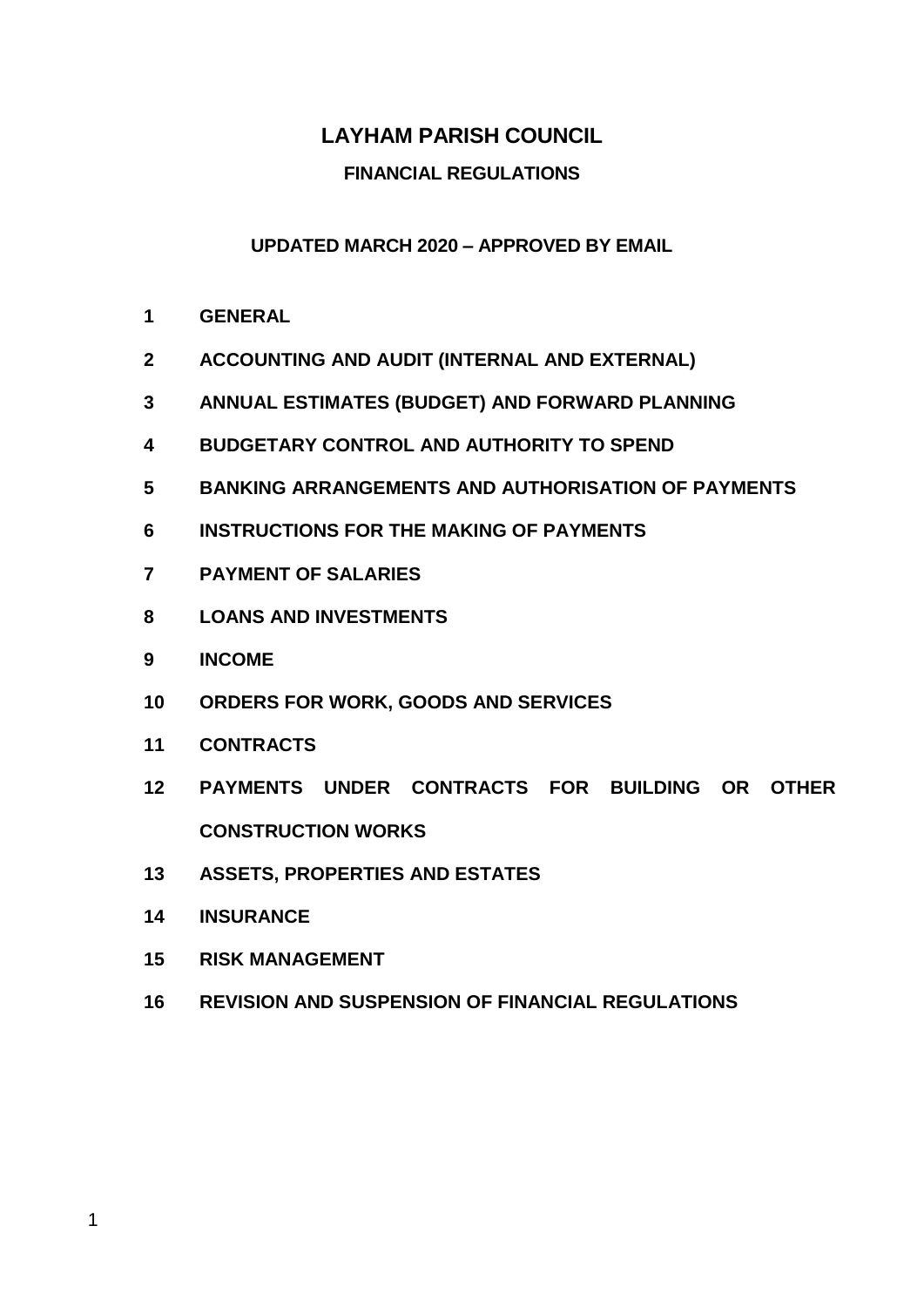# LAYHAM PARISH COUNCIL

## FINANCIAL REGULATIONS

**UPDATED MARCH 2020 – APPROVED BY EMAIL**

1. **GENERAL**
2. **ACCOUNTING AND AUDIT (INTERNAL AND EXTERNAL)**
3. **ANNUAL ESTIMATES (BUDGET) AND FORWARD PLANNING**
4. **BUDGETARY CONTROL AND AUTHORITY TO SPEND**
5. **BANKING ARRANGEMENTS AND AUTHORISATION OF PAYMENTS**
6. **INSTRUCTIONS FOR THE MAKING OF PAYMENTS**
7. **PAYMENT OF SALARIES**
8. **LOANS AND INVESTMENTS**
9. **INCOME**
10. **ORDERS FOR WORK, GOODS AND SERVICES**
11. **CONTRACTS**
12. **PAYMENTS UNDER CONTRACTS FOR BUILDING OR OTHER CONSTRUCTION WORKS**
13. **ASSETS, PROPERTIES AND ESTATES**
14. **INSURANCE**
15. **RISK MANAGEMENT**
16. **REVISION AND SUSPENSION OF FINANCIAL REGULATIONS**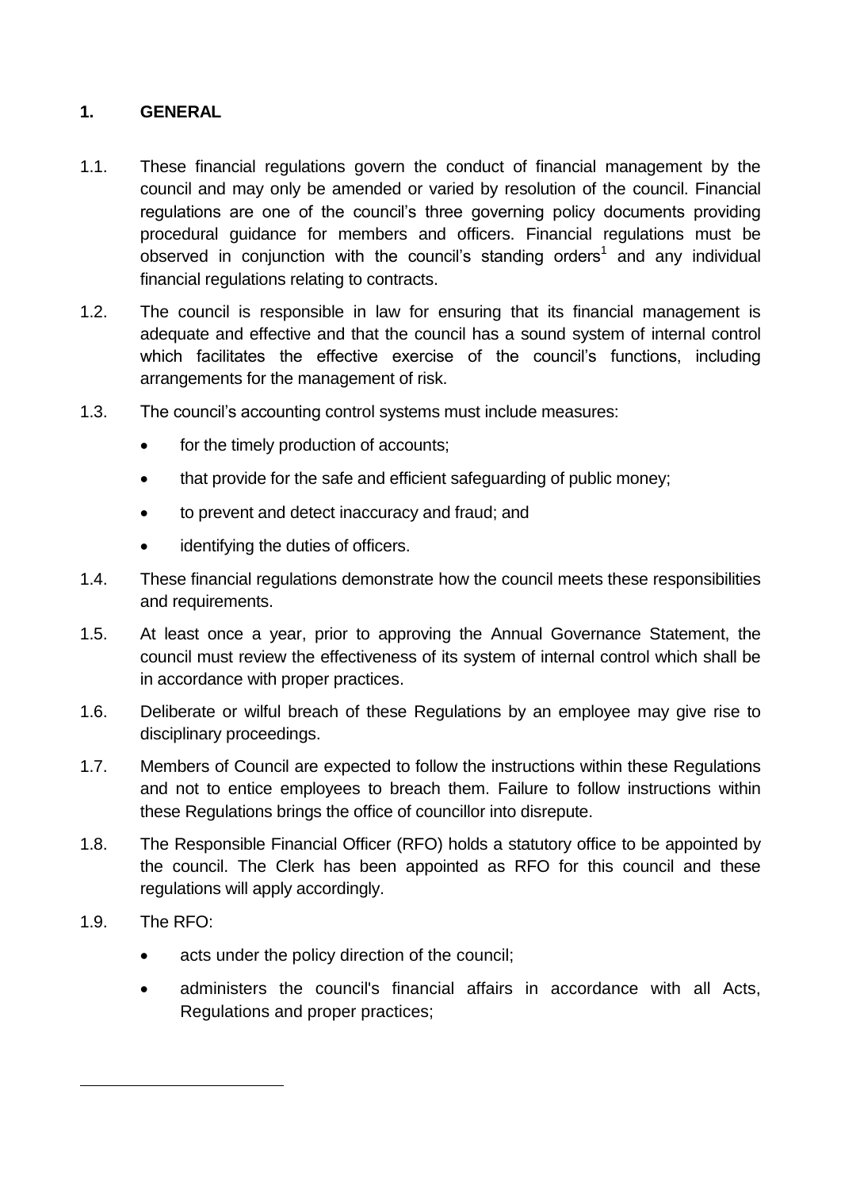## 1. GENERAL

1.1. These financial regulations govern the conduct of financial management by the council and may only be amended or varied by resolution of the council. Financial regulations are one of the council's three governing policy documents providing procedural guidance for members and officers. Financial regulations must be observed in conjunction with the council's standing orders[1] and any individual financial regulations relating to contracts.

1.2. The council is responsible in law for ensuring that its financial management is adequate and effective and that the council has a sound system of internal control which facilitates the effective exercise of the council's functions, including arrangements for the management of risk.

1.3. The council's accounting control systems must include measures:

- for the timely production of accounts;
- that provide for the safe and efficient safeguarding of public money;
- to prevent and detect inaccuracy and fraud; and
- identifying the duties of officers.

1.4. These financial regulations demonstrate how the council meets these responsibilities and requirements.

1.5. At least once a year, prior to approving the Annual Governance Statement, the council must review the effectiveness of its system of internal control which shall be in accordance with proper practices.

1.6. Deliberate or wilful breach of these Regulations by an employee may give rise to disciplinary proceedings.

1.7. Members of Council are expected to follow the instructions within these Regulations and not to entice employees to breach them. Failure to follow instructions within these Regulations brings the office of councillor into disrepute.

1.8. The Responsible Financial Officer (RFO) holds a statutory office to be appointed by the council. The Clerk has been appointed as RFO for this council and these regulations will apply accordingly.

1.9. The RFO:

- acts under the policy direction of the council;
- administers the council's financial affairs in accordance with all Acts, Regulations and proper practices;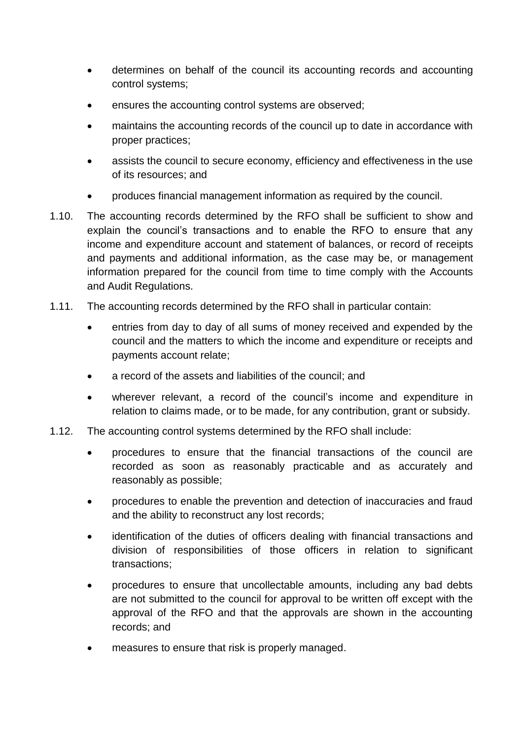- determines on behalf of the council its accounting records and accounting control systems;
- ensures the accounting control systems are observed;
- maintains the accounting records of the council up to date in accordance with proper practices;
- assists the council to secure economy, efficiency and effectiveness in the use of its resources; and
- produces financial management information as required by the council.

1.10. The accounting records determined by the RFO shall be sufficient to show and explain the council's transactions and to enable the RFO to ensure that any income and expenditure account and statement of balances, or record of receipts and payments and additional information, as the case may be, or management information prepared for the council from time to time comply with the Accounts and Audit Regulations.

1.11. The accounting records determined by the RFO shall in particular contain:

- entries from day to day of all sums of money received and expended by the council and the matters to which the income and expenditure or receipts and payments account relate;
- a record of the assets and liabilities of the council; and
- wherever relevant, a record of the council's income and expenditure in relation to claims made, or to be made, for any contribution, grant or subsidy.

1.12. The accounting control systems determined by the RFO shall include:

- procedures to ensure that the financial transactions of the council are recorded as soon as reasonably practicable and as accurately and reasonably as possible;
- procedures to enable the prevention and detection of inaccuracies and fraud and the ability to reconstruct any lost records;
- identification of the duties of officers dealing with financial transactions and division of responsibilities of those officers in relation to significant transactions;
- procedures to ensure that uncollectable amounts, including any bad debts are not submitted to the council for approval to be written off except with the approval of the RFO and that the approvals are shown in the accounting records; and
- measures to ensure that risk is properly managed.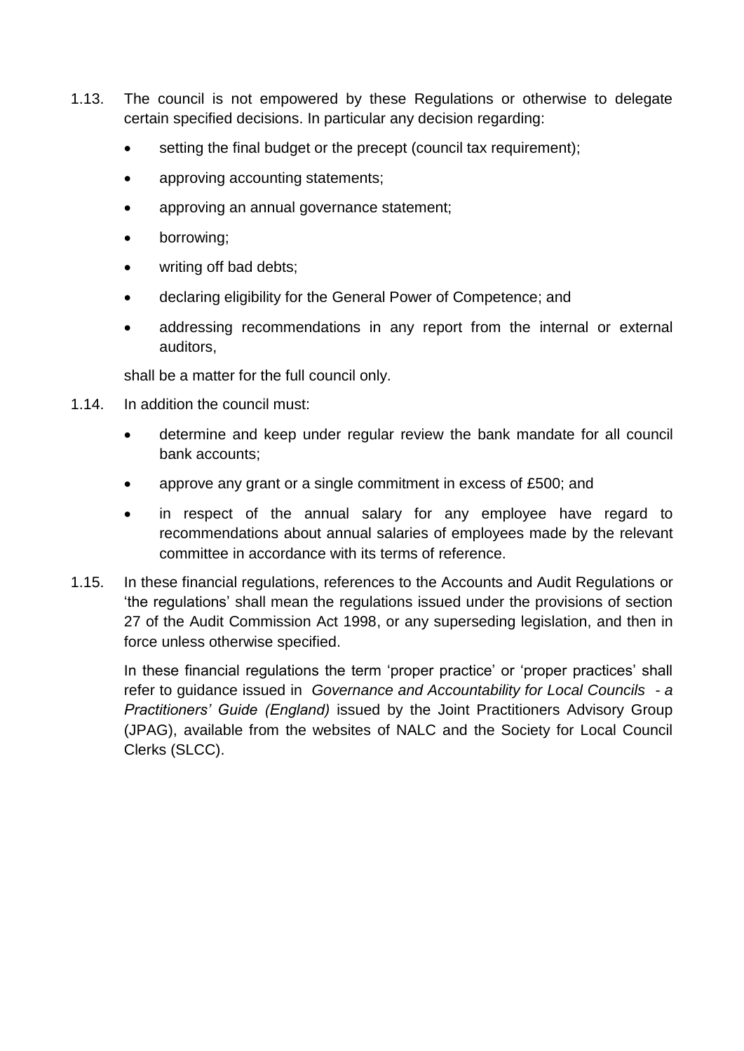1.13. The council is not empowered by these Regulations or otherwise to delegate certain specified decisions. In particular any decision regarding:

- setting the final budget or the precept (council tax requirement);
- approving accounting statements;
- approving an annual governance statement;
- borrowing;
- writing off bad debts;
- declaring eligibility for the General Power of Competence; and
- addressing recommendations in any report from the internal or external auditors,

shall be a matter for the full council only.

1.14. In addition the council must:

- determine and keep under regular review the bank mandate for all council bank accounts;
- approve any grant or a single commitment in excess of £500; and
- in respect of the annual salary for any employee have regard to recommendations about annual salaries of employees made by the relevant committee in accordance with its terms of reference.

1.15. In these financial regulations, references to the Accounts and Audit Regulations or 'the regulations' shall mean the regulations issued under the provisions of section 27 of the Audit Commission Act 1998, or any superseding legislation, and then in force unless otherwise specified.

In these financial regulations the term 'proper practice' or 'proper practices' shall refer to guidance issued in *Governance and Accountability for Local Councils - a Practitioners' Guide (England)* issued by the Joint Practitioners Advisory Group (JPAG), available from the websites of NALC and the Society for Local Council Clerks (SLCC).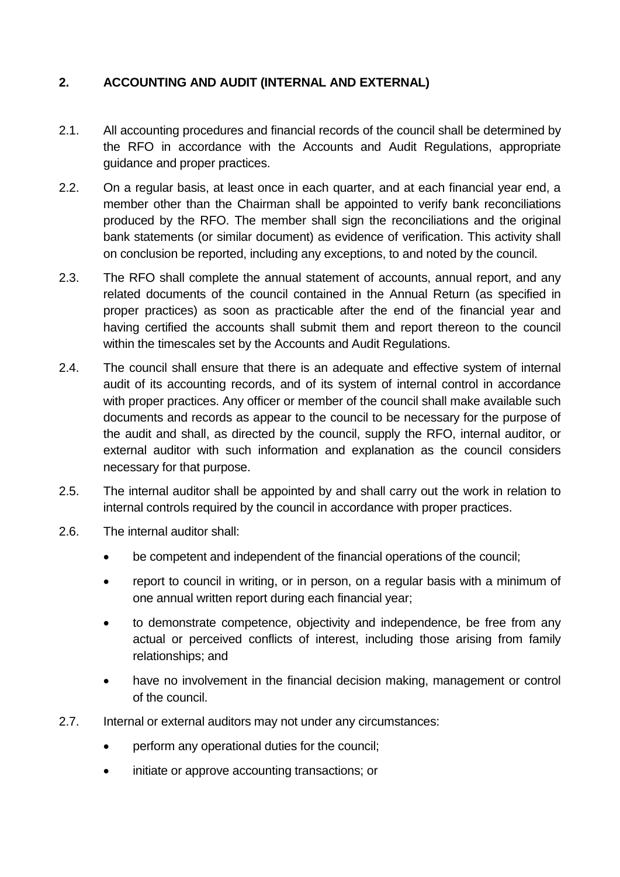## 2. ACCOUNTING AND AUDIT (INTERNAL AND EXTERNAL)

2.1. All accounting procedures and financial records of the council shall be determined by the RFO in accordance with the Accounts and Audit Regulations, appropriate guidance and proper practices.

2.2. On a regular basis, at least once in each quarter, and at each financial year end, a member other than the Chairman shall be appointed to verify bank reconciliations produced by the RFO. The member shall sign the reconciliations and the original bank statements (or similar document) as evidence of verification. This activity shall on conclusion be reported, including any exceptions, to and noted by the council.

2.3. The RFO shall complete the annual statement of accounts, annual report, and any related documents of the council contained in the Annual Return (as specified in proper practices) as soon as practicable after the end of the financial year and having certified the accounts shall submit them and report thereon to the council within the timescales set by the Accounts and Audit Regulations.

2.4. The council shall ensure that there is an adequate and effective system of internal audit of its accounting records, and of its system of internal control in accordance with proper practices. Any officer or member of the council shall make available such documents and records as appear to the council to be necessary for the purpose of the audit and shall, as directed by the council, supply the RFO, internal auditor, or external auditor with such information and explanation as the council considers necessary for that purpose.

2.5. The internal auditor shall be appointed by and shall carry out the work in relation to internal controls required by the council in accordance with proper practices.

2.6. The internal auditor shall:

- be competent and independent of the financial operations of the council;
- report to council in writing, or in person, on a regular basis with a minimum of one annual written report during each financial year;
- to demonstrate competence, objectivity and independence, be free from any actual or perceived conflicts of interest, including those arising from family relationships; and
- have no involvement in the financial decision making, management or control of the council.

2.7. Internal or external auditors may not under any circumstances:

- perform any operational duties for the council;
- initiate or approve accounting transactions; or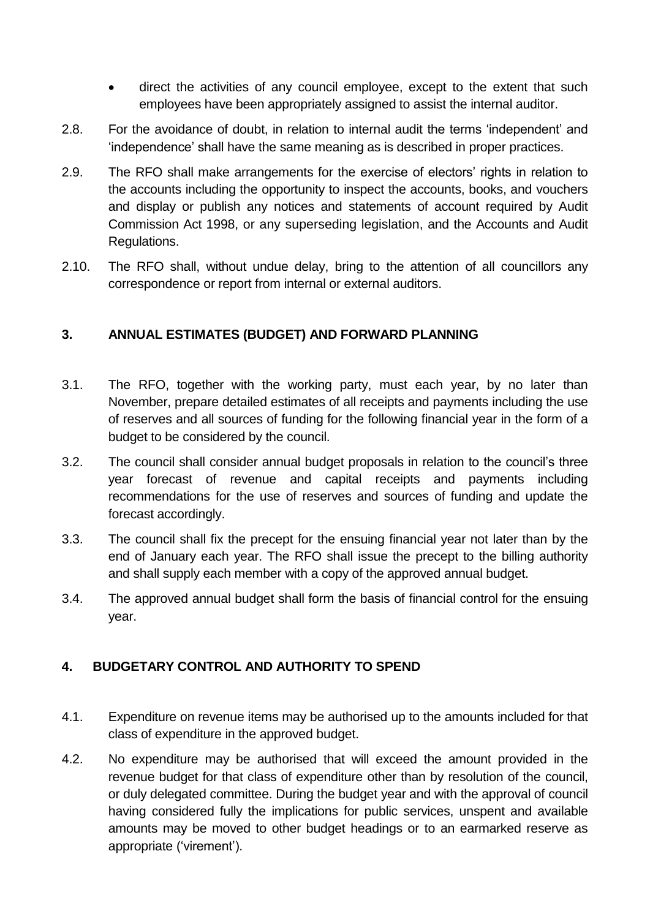- direct the activities of any council employee, except to the extent that such employees have been appropriately assigned to assist the internal auditor.

2.8. For the avoidance of doubt, in relation to internal audit the terms 'independent' and 'independence' shall have the same meaning as is described in proper practices.

2.9. The RFO shall make arrangements for the exercise of electors' rights in relation to the accounts including the opportunity to inspect the accounts, books, and vouchers and display or publish any notices and statements of account required by Audit Commission Act 1998, or any superseding legislation, and the Accounts and Audit Regulations.

2.10. The RFO shall, without undue delay, bring to the attention of all councillors any correspondence or report from internal or external auditors.

## 3. ANNUAL ESTIMATES (BUDGET) AND FORWARD PLANNING

3.1. The RFO, together with the working party, must each year, by no later than November, prepare detailed estimates of all receipts and payments including the use of reserves and all sources of funding for the following financial year in the form of a budget to be considered by the council.

3.2. The council shall consider annual budget proposals in relation to the council's three year forecast of revenue and capital receipts and payments including recommendations for the use of reserves and sources of funding and update the forecast accordingly.

3.3. The council shall fix the precept for the ensuing financial year not later than by the end of January each year. The RFO shall issue the precept to the billing authority and shall supply each member with a copy of the approved annual budget.

3.4. The approved annual budget shall form the basis of financial control for the ensuing year.

## 4. BUDGETARY CONTROL AND AUTHORITY TO SPEND

4.1. Expenditure on revenue items may be authorised up to the amounts included for that class of expenditure in the approved budget.

4.2. No expenditure may be authorised that will exceed the amount provided in the revenue budget for that class of expenditure other than by resolution of the council, or duly delegated committee. During the budget year and with the approval of council having considered fully the implications for public services, unspent and available amounts may be moved to other budget headings or to an earmarked reserve as appropriate ('virement').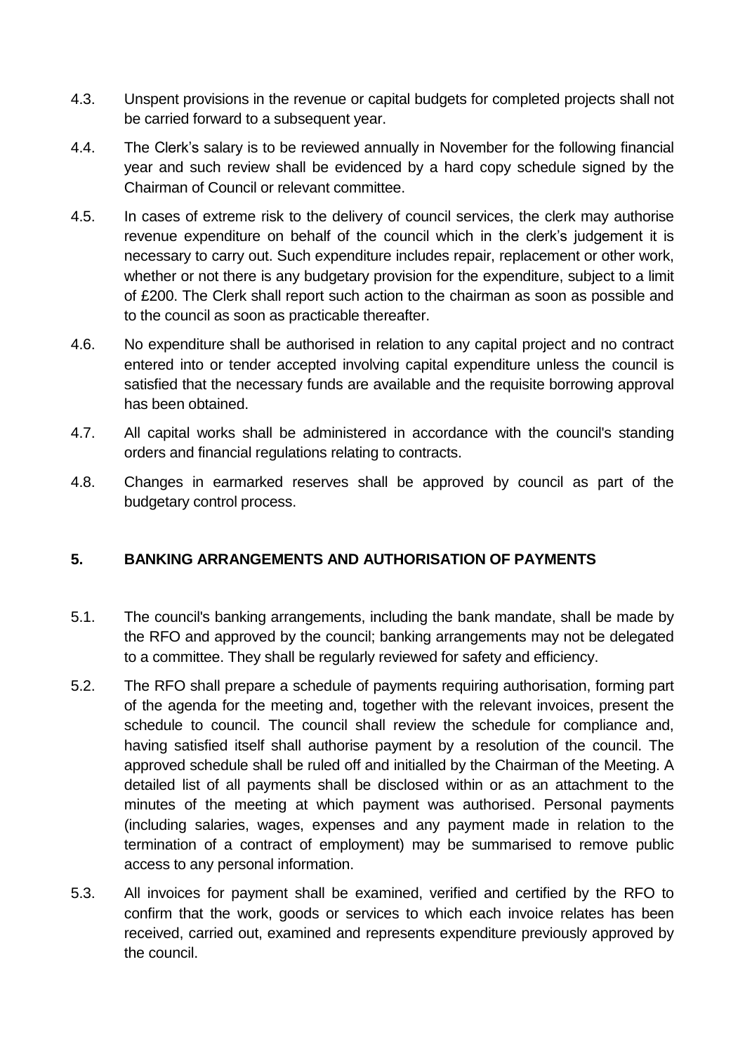4.3. Unspent provisions in the revenue or capital budgets for completed projects shall not be carried forward to a subsequent year.

4.4. The Clerk's salary is to be reviewed annually in November for the following financial year and such review shall be evidenced by a hard copy schedule signed by the Chairman of Council or relevant committee.

4.5. In cases of extreme risk to the delivery of council services, the clerk may authorise revenue expenditure on behalf of the council which in the clerk's judgement it is necessary to carry out. Such expenditure includes repair, replacement or other work, whether or not there is any budgetary provision for the expenditure, subject to a limit of £200. The Clerk shall report such action to the chairman as soon as possible and to the council as soon as practicable thereafter.

4.6. No expenditure shall be authorised in relation to any capital project and no contract entered into or tender accepted involving capital expenditure unless the council is satisfied that the necessary funds are available and the requisite borrowing approval has been obtained.

4.7. All capital works shall be administered in accordance with the council's standing orders and financial regulations relating to contracts.

4.8. Changes in earmarked reserves shall be approved by council as part of the budgetary control process.

## 5. BANKING ARRANGEMENTS AND AUTHORISATION OF PAYMENTS

5.1. The council's banking arrangements, including the bank mandate, shall be made by the RFO and approved by the council; banking arrangements may not be delegated to a committee. They shall be regularly reviewed for safety and efficiency.

5.2. The RFO shall prepare a schedule of payments requiring authorisation, forming part of the agenda for the meeting and, together with the relevant invoices, present the schedule to council. The council shall review the schedule for compliance and, having satisfied itself shall authorise payment by a resolution of the council. The approved schedule shall be ruled off and initialled by the Chairman of the Meeting. A detailed list of all payments shall be disclosed within or as an attachment to the minutes of the meeting at which payment was authorised. Personal payments (including salaries, wages, expenses and any payment made in relation to the termination of a contract of employment) may be summarised to remove public access to any personal information.

5.3. All invoices for payment shall be examined, verified and certified by the RFO to confirm that the work, goods or services to which each invoice relates has been received, carried out, examined and represents expenditure previously approved by the council.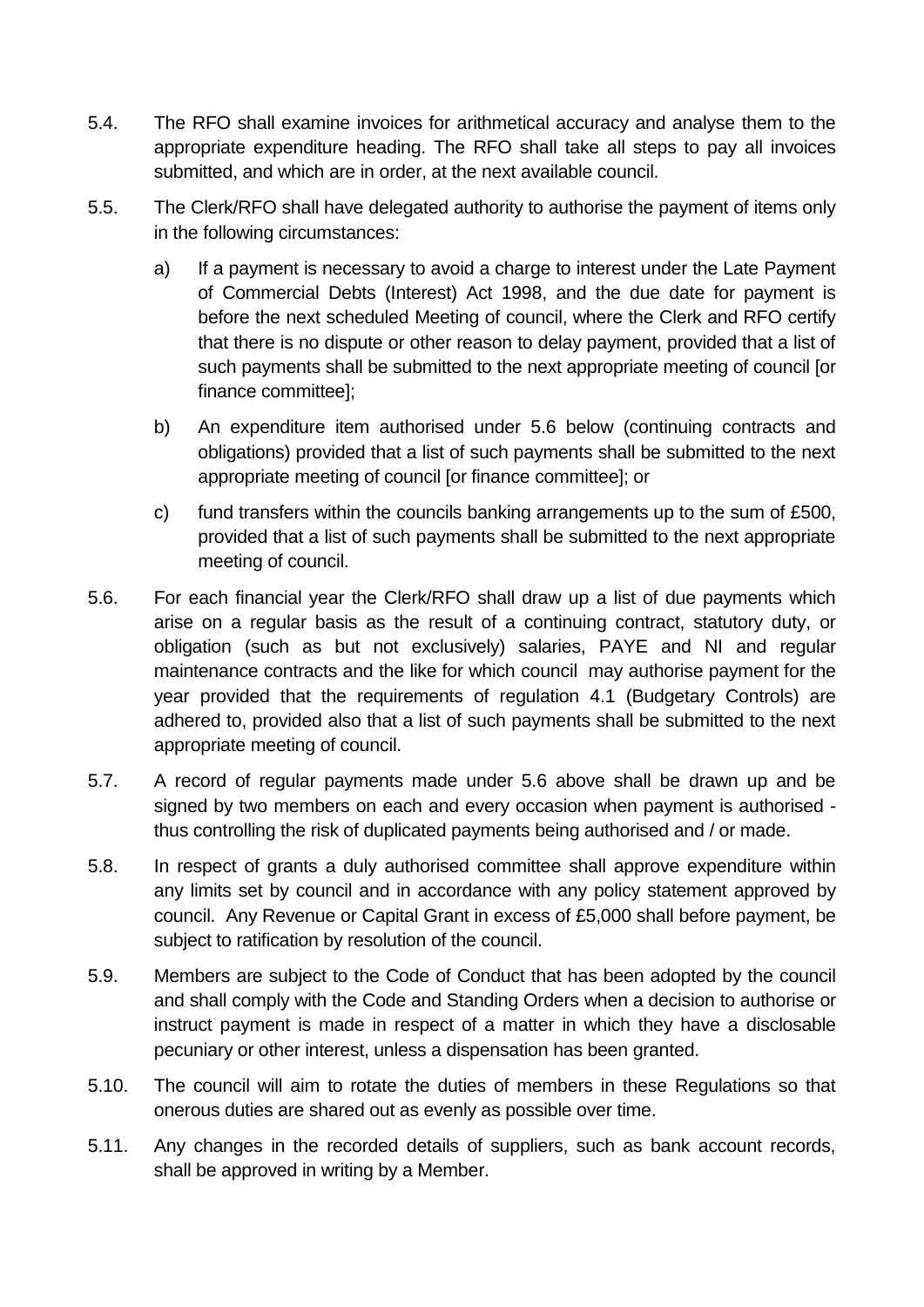5.4. The RFO shall examine invoices for arithmetical accuracy and analyse them to the appropriate expenditure heading. The RFO shall take all steps to pay all invoices submitted, and which are in order, at the next available council.

5.5. The Clerk/RFO shall have delegated authority to authorise the payment of items only in the following circumstances:

   a) If a payment is necessary to avoid a charge to interest under the Late Payment of Commercial Debts (Interest) Act 1998, and the due date for payment is before the next scheduled Meeting of council, where the Clerk and RFO certify that there is no dispute or other reason to delay payment, provided that a list of such payments shall be submitted to the next appropriate meeting of council [or finance committee];

   b) An expenditure item authorised under 5.6 below (continuing contracts and obligations) provided that a list of such payments shall be submitted to the next appropriate meeting of council [or finance committee]; or

   c) fund transfers within the councils banking arrangements up to the sum of £500, provided that a list of such payments shall be submitted to the next appropriate meeting of council.

5.6. For each financial year the Clerk/RFO shall draw up a list of due payments which arise on a regular basis as the result of a continuing contract, statutory duty, or obligation (such as but not exclusively) salaries, PAYE and NI and regular maintenance contracts and the like for which council may authorise payment for the year provided that the requirements of regulation 4.1 (Budgetary Controls) are adhered to, provided also that a list of such payments shall be submitted to the next appropriate meeting of council.

5.7. A record of regular payments made under 5.6 above shall be drawn up and be signed by two members on each and every occasion when payment is authorised - thus controlling the risk of duplicated payments being authorised and / or made.

5.8. In respect of grants a duly authorised committee shall approve expenditure within any limits set by council and in accordance with any policy statement approved by council. Any Revenue or Capital Grant in excess of £5,000 shall before payment, be subject to ratification by resolution of the council.

5.9. Members are subject to the Code of Conduct that has been adopted by the council and shall comply with the Code and Standing Orders when a decision to authorise or instruct payment is made in respect of a matter in which they have a disclosable pecuniary or other interest, unless a dispensation has been granted.

5.10. The council will aim to rotate the duties of members in these Regulations so that onerous duties are shared out as evenly as possible over time.

5.11. Any changes in the recorded details of suppliers, such as bank account records, shall be approved in writing by a Member.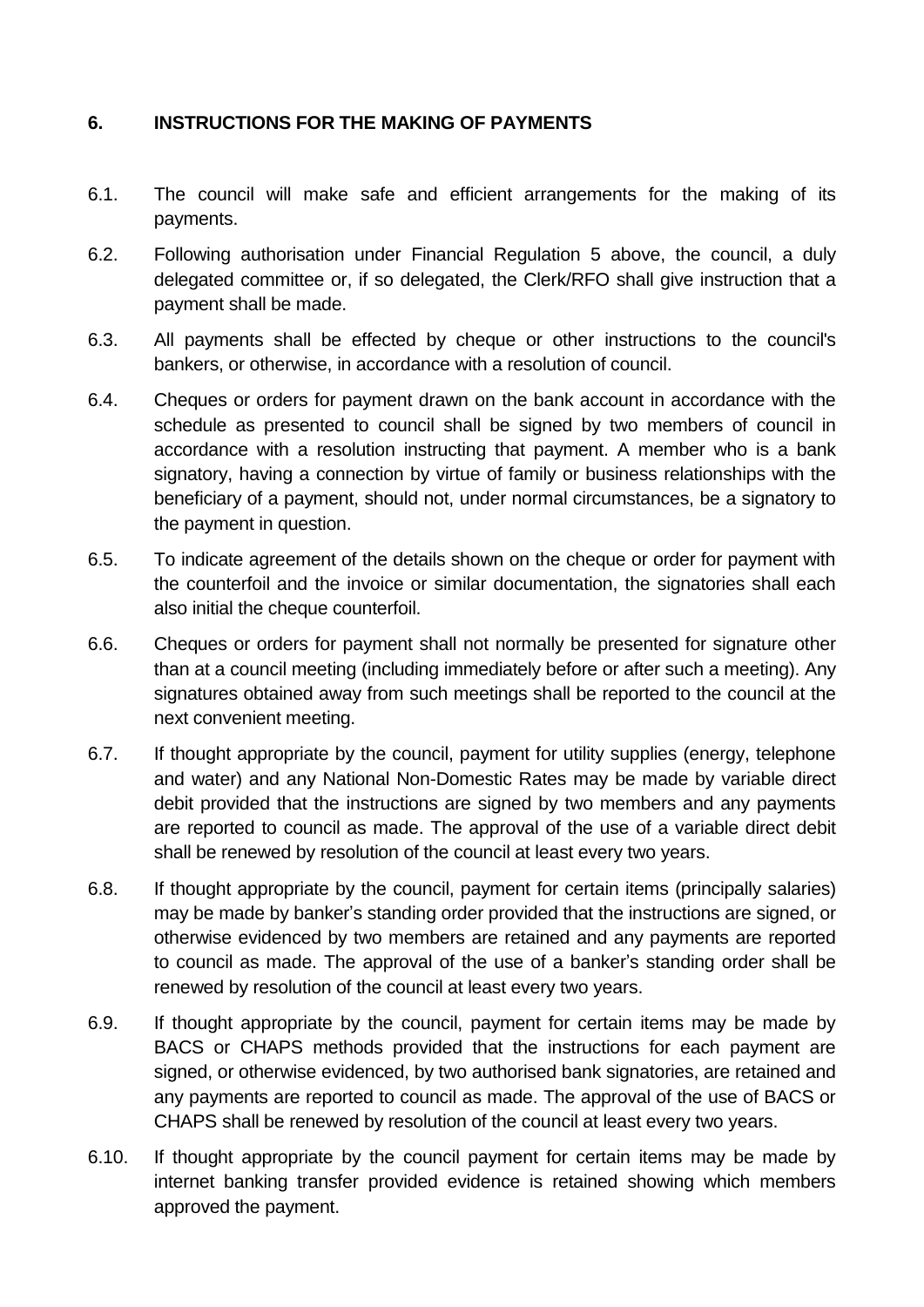## 6. INSTRUCTIONS FOR THE MAKING OF PAYMENTS

6.1. The council will make safe and efficient arrangements for the making of its payments.

6.2. Following authorisation under Financial Regulation 5 above, the council, a duly delegated committee or, if so delegated, the Clerk/RFO shall give instruction that a payment shall be made.

6.3. All payments shall be effected by cheque or other instructions to the council's bankers, or otherwise, in accordance with a resolution of council.

6.4. Cheques or orders for payment drawn on the bank account in accordance with the schedule as presented to council shall be signed by two members of council in accordance with a resolution instructing that payment. A member who is a bank signatory, having a connection by virtue of family or business relationships with the beneficiary of a payment, should not, under normal circumstances, be a signatory to the payment in question.

6.5. To indicate agreement of the details shown on the cheque or order for payment with the counterfoil and the invoice or similar documentation, the signatories shall each also initial the cheque counterfoil.

6.6. Cheques or orders for payment shall not normally be presented for signature other than at a council meeting (including immediately before or after such a meeting). Any signatures obtained away from such meetings shall be reported to the council at the next convenient meeting.

6.7. If thought appropriate by the council, payment for utility supplies (energy, telephone and water) and any National Non-Domestic Rates may be made by variable direct debit provided that the instructions are signed by two members and any payments are reported to council as made. The approval of the use of a variable direct debit shall be renewed by resolution of the council at least every two years.

6.8. If thought appropriate by the council, payment for certain items (principally salaries) may be made by banker's standing order provided that the instructions are signed, or otherwise evidenced by two members are retained and any payments are reported to council as made. The approval of the use of a banker's standing order shall be renewed by resolution of the council at least every two years.

6.9. If thought appropriate by the council, payment for certain items may be made by BACS or CHAPS methods provided that the instructions for each payment are signed, or otherwise evidenced, by two authorised bank signatories, are retained and any payments are reported to council as made. The approval of the use of BACS or CHAPS shall be renewed by resolution of the council at least every two years.

6.10. If thought appropriate by the council payment for certain items may be made by internet banking transfer provided evidence is retained showing which members approved the payment.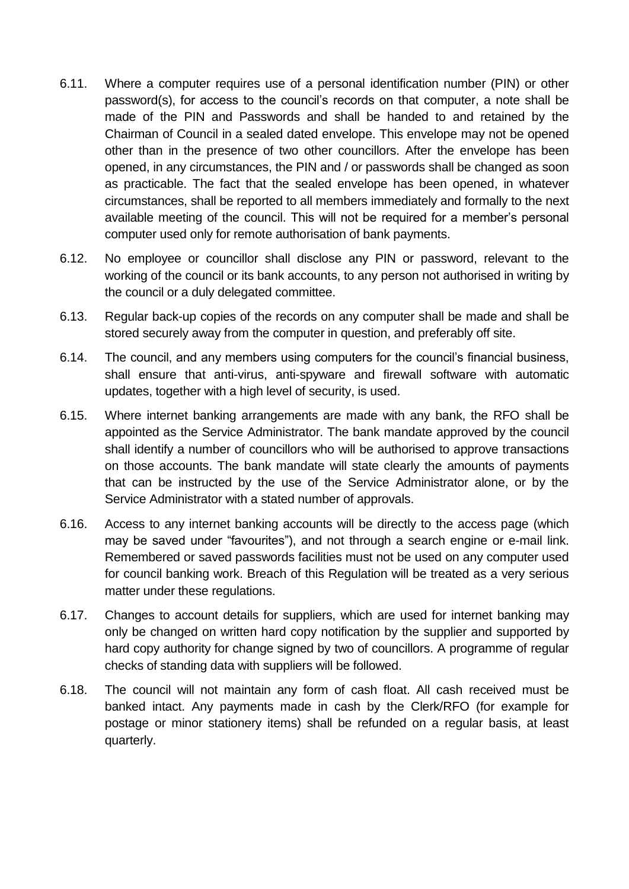6.11. Where a computer requires use of a personal identification number (PIN) or other password(s), for access to the council's records on that computer, a note shall be made of the PIN and Passwords and shall be handed to and retained by the Chairman of Council in a sealed dated envelope. This envelope may not be opened other than in the presence of two other councillors. After the envelope has been opened, in any circumstances, the PIN and / or passwords shall be changed as soon as practicable. The fact that the sealed envelope has been opened, in whatever circumstances, shall be reported to all members immediately and formally to the next available meeting of the council. This will not be required for a member's personal computer used only for remote authorisation of bank payments.

6.12. No employee or councillor shall disclose any PIN or password, relevant to the working of the council or its bank accounts, to any person not authorised in writing by the council or a duly delegated committee.

6.13. Regular back-up copies of the records on any computer shall be made and shall be stored securely away from the computer in question, and preferably off site.

6.14. The council, and any members using computers for the council's financial business, shall ensure that anti-virus, anti-spyware and firewall software with automatic updates, together with a high level of security, is used.

6.15. Where internet banking arrangements are made with any bank, the RFO shall be appointed as the Service Administrator. The bank mandate approved by the council shall identify a number of councillors who will be authorised to approve transactions on those accounts. The bank mandate will state clearly the amounts of payments that can be instructed by the use of the Service Administrator alone, or by the Service Administrator with a stated number of approvals.

6.16. Access to any internet banking accounts will be directly to the access page (which may be saved under "favourites"), and not through a search engine or e-mail link. Remembered or saved passwords facilities must not be used on any computer used for council banking work. Breach of this Regulation will be treated as a very serious matter under these regulations.

6.17. Changes to account details for suppliers, which are used for internet banking may only be changed on written hard copy notification by the supplier and supported by hard copy authority for change signed by two of councillors. A programme of regular checks of standing data with suppliers will be followed.

6.18. The council will not maintain any form of cash float. All cash received must be banked intact. Any payments made in cash by the Clerk/RFO (for example for postage or minor stationery items) shall be refunded on a regular basis, at least quarterly.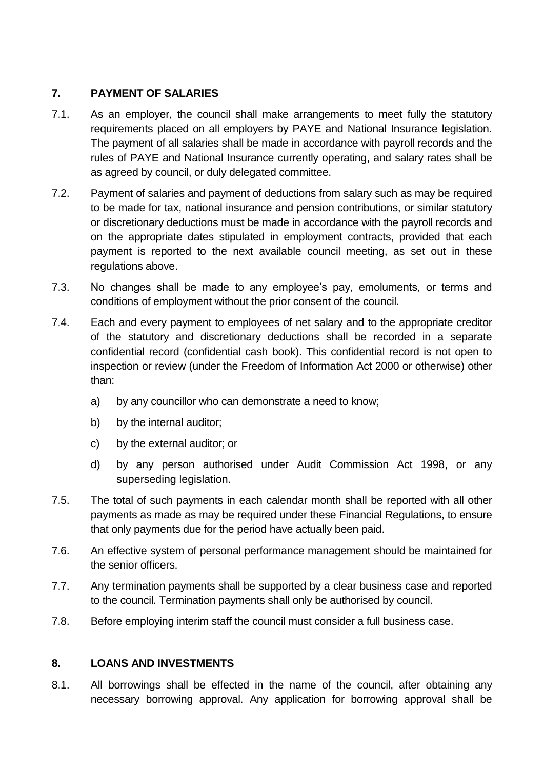## 7. PAYMENT OF SALARIES

7.1. As an employer, the council shall make arrangements to meet fully the statutory requirements placed on all employers by PAYE and National Insurance legislation. The payment of all salaries shall be made in accordance with payroll records and the rules of PAYE and National Insurance currently operating, and salary rates shall be as agreed by council, or duly delegated committee.

7.2. Payment of salaries and payment of deductions from salary such as may be required to be made for tax, national insurance and pension contributions, or similar statutory or discretionary deductions must be made in accordance with the payroll records and on the appropriate dates stipulated in employment contracts, provided that each payment is reported to the next available council meeting, as set out in these regulations above.

7.3. No changes shall be made to any employee's pay, emoluments, or terms and conditions of employment without the prior consent of the council.

7.4. Each and every payment to employees of net salary and to the appropriate creditor of the statutory and discretionary deductions shall be recorded in a separate confidential record (confidential cash book). This confidential record is not open to inspection or review (under the Freedom of Information Act 2000 or otherwise) other than:

a) by any councillor who can demonstrate a need to know;

b) by the internal auditor;

c) by the external auditor; or

d) by any person authorised under Audit Commission Act 1998, or any superseding legislation.

7.5. The total of such payments in each calendar month shall be reported with all other payments as made as may be required under these Financial Regulations, to ensure that only payments due for the period have actually been paid.

7.6. An effective system of personal performance management should be maintained for the senior officers.

7.7. Any termination payments shall be supported by a clear business case and reported to the council. Termination payments shall only be authorised by council.

7.8. Before employing interim staff the council must consider a full business case.

## 8. LOANS AND INVESTMENTS

8.1. All borrowings shall be effected in the name of the council, after obtaining any necessary borrowing approval. Any application for borrowing approval shall be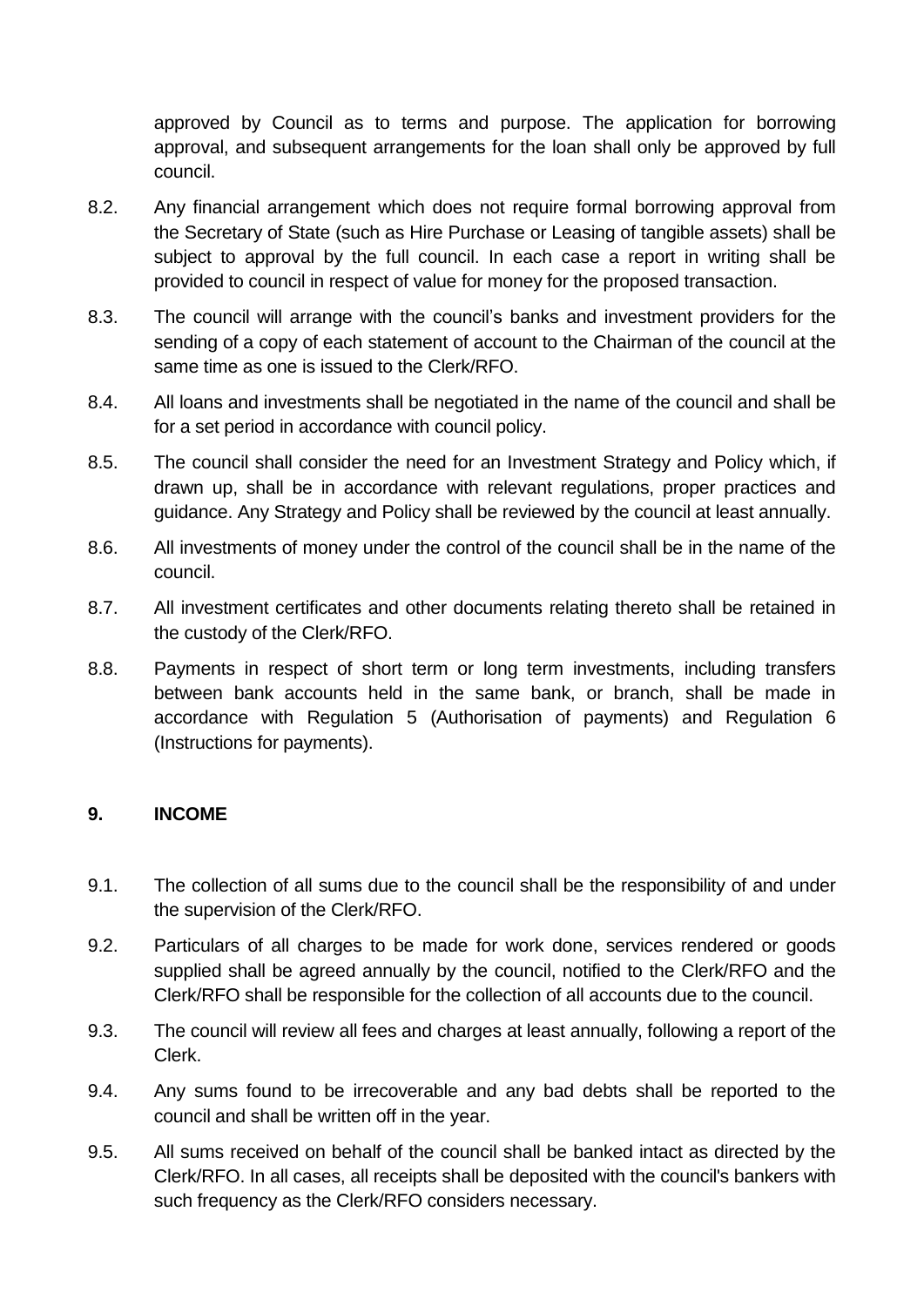approved by Council as to terms and purpose. The application for borrowing approval, and subsequent arrangements for the loan shall only be approved by full council.

8.2. Any financial arrangement which does not require formal borrowing approval from the Secretary of State (such as Hire Purchase or Leasing of tangible assets) shall be subject to approval by the full council. In each case a report in writing shall be provided to council in respect of value for money for the proposed transaction.

8.3. The council will arrange with the council's banks and investment providers for the sending of a copy of each statement of account to the Chairman of the council at the same time as one is issued to the Clerk/RFO.

8.4. All loans and investments shall be negotiated in the name of the council and shall be for a set period in accordance with council policy.

8.5. The council shall consider the need for an Investment Strategy and Policy which, if drawn up, shall be in accordance with relevant regulations, proper practices and guidance. Any Strategy and Policy shall be reviewed by the council at least annually.

8.6. All investments of money under the control of the council shall be in the name of the council.

8.7. All investment certificates and other documents relating thereto shall be retained in the custody of the Clerk/RFO.

8.8. Payments in respect of short term or long term investments, including transfers between bank accounts held in the same bank, or branch, shall be made in accordance with Regulation 5 (Authorisation of payments) and Regulation 6 (Instructions for payments).

## 9. INCOME

9.1. The collection of all sums due to the council shall be the responsibility of and under the supervision of the Clerk/RFO.

9.2. Particulars of all charges to be made for work done, services rendered or goods supplied shall be agreed annually by the council, notified to the Clerk/RFO and the Clerk/RFO shall be responsible for the collection of all accounts due to the council.

9.3. The council will review all fees and charges at least annually, following a report of the Clerk.

9.4. Any sums found to be irrecoverable and any bad debts shall be reported to the council and shall be written off in the year.

9.5. All sums received on behalf of the council shall be banked intact as directed by the Clerk/RFO. In all cases, all receipts shall be deposited with the council's bankers with such frequency as the Clerk/RFO considers necessary.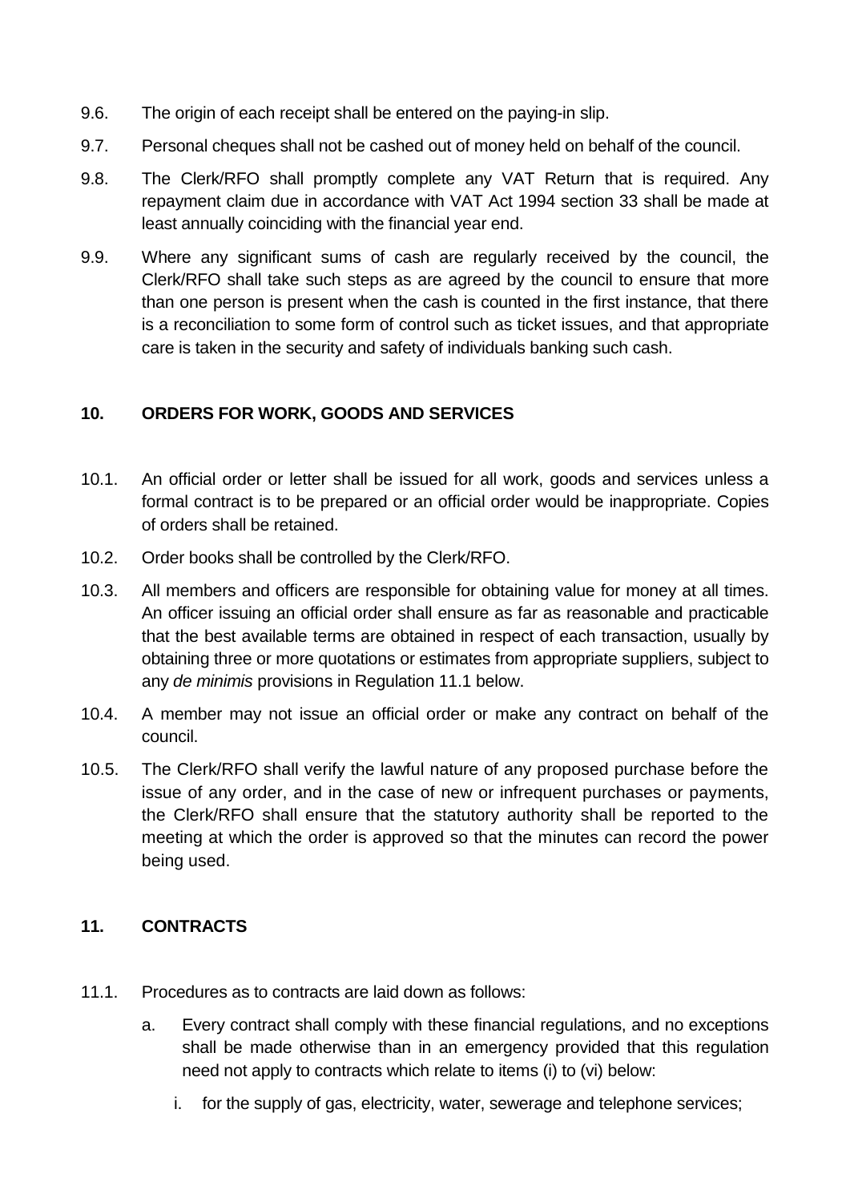9.6. The origin of each receipt shall be entered on the paying-in slip.

9.7. Personal cheques shall not be cashed out of money held on behalf of the council.

9.8. The Clerk/RFO shall promptly complete any VAT Return that is required. Any repayment claim due in accordance with VAT Act 1994 section 33 shall be made at least annually coinciding with the financial year end.

9.9. Where any significant sums of cash are regularly received by the council, the Clerk/RFO shall take such steps as are agreed by the council to ensure that more than one person is present when the cash is counted in the first instance, that there is a reconciliation to some form of control such as ticket issues, and that appropriate care is taken in the security and safety of individuals banking such cash.

## 10. ORDERS FOR WORK, GOODS AND SERVICES

10.1. An official order or letter shall be issued for all work, goods and services unless a formal contract is to be prepared or an official order would be inappropriate. Copies of orders shall be retained.

10.2. Order books shall be controlled by the Clerk/RFO.

10.3. All members and officers are responsible for obtaining value for money at all times. An officer issuing an official order shall ensure as far as reasonable and practicable that the best available terms are obtained in respect of each transaction, usually by obtaining three or more quotations or estimates from appropriate suppliers, subject to any *de minimis* provisions in Regulation 11.1 below.

10.4. A member may not issue an official order or make any contract on behalf of the council.

10.5. The Clerk/RFO shall verify the lawful nature of any proposed purchase before the issue of any order, and in the case of new or infrequent purchases or payments, the Clerk/RFO shall ensure that the statutory authority shall be reported to the meeting at which the order is approved so that the minutes can record the power being used.

## 11. CONTRACTS

11.1. Procedures as to contracts are laid down as follows:

   a. Every contract shall comply with these financial regulations, and no exceptions shall be made otherwise than in an emergency provided that this regulation need not apply to contracts which relate to items (i) to (vi) below:

      i. for the supply of gas, electricity, water, sewerage and telephone services;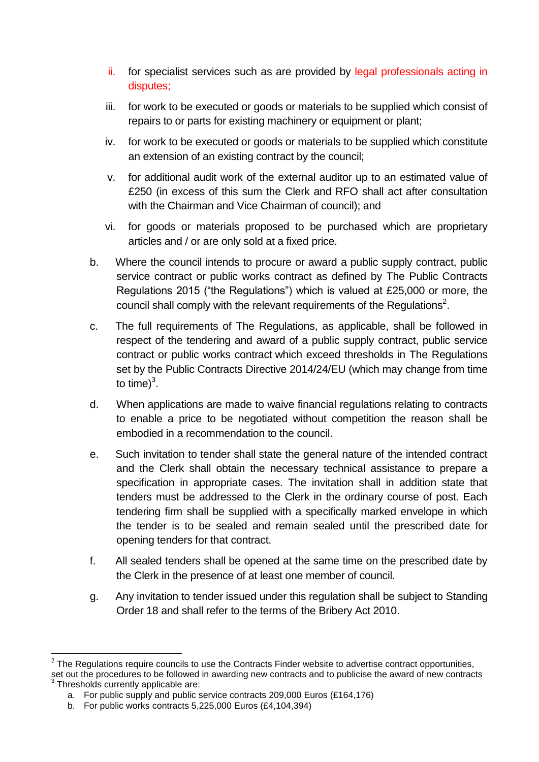ii. for specialist services such as are provided by legal professionals acting in disputes;

   iii. for work to be executed or goods or materials to be supplied which consist of repairs to or parts for existing machinery or equipment or plant;

   iv. for work to be executed or goods or materials to be supplied which constitute an extension of an existing contract by the council;

   v. for additional audit work of the external auditor up to an estimated value of £250 (in excess of this sum the Clerk and RFO shall act after consultation with the Chairman and Vice Chairman of council); and

   vi. for goods or materials proposed to be purchased which are proprietary articles and / or are only sold at a fixed price.

b. Where the council intends to procure or award a public supply contract, public service contract or public works contract as defined by The Public Contracts Regulations 2015 ("the Regulations") which is valued at £25,000 or more, the council shall comply with the relevant requirements of the Regulations[2].

c. The full requirements of The Regulations, as applicable, shall be followed in respect of the tendering and award of a public supply contract, public service contract or public works contract which exceed thresholds in The Regulations set by the Public Contracts Directive 2014/24/EU (which may change from time to time)[3].

d. When applications are made to waive financial regulations relating to contracts to enable a price to be negotiated without competition the reason shall be embodied in a recommendation to the council.

e. Such invitation to tender shall state the general nature of the intended contract and the Clerk shall obtain the necessary technical assistance to prepare a specification in appropriate cases. The invitation shall in addition state that tenders must be addressed to the Clerk in the ordinary course of post. Each tendering firm shall be supplied with a specifically marked envelope in which the tender is to be sealed and remain sealed until the prescribed date for opening tenders for that contract.

f. All sealed tenders shall be opened at the same time on the prescribed date by the Clerk in the presence of at least one member of council.

g. Any invitation to tender issued under this regulation shall be subject to Standing Order 18 and shall refer to the terms of the Bribery Act 2010.

---

[2] The Regulations require councils to use the Contracts Finder website to advertise contract opportunities, set out the procedures to be followed in awarding new contracts and to publicise the award of new contracts

[3] Thresholds currently applicable are:

a. For public supply and public service contracts 209,000 Euros (£164,176)

b. For public works contracts 5,225,000 Euros (£4,104,394)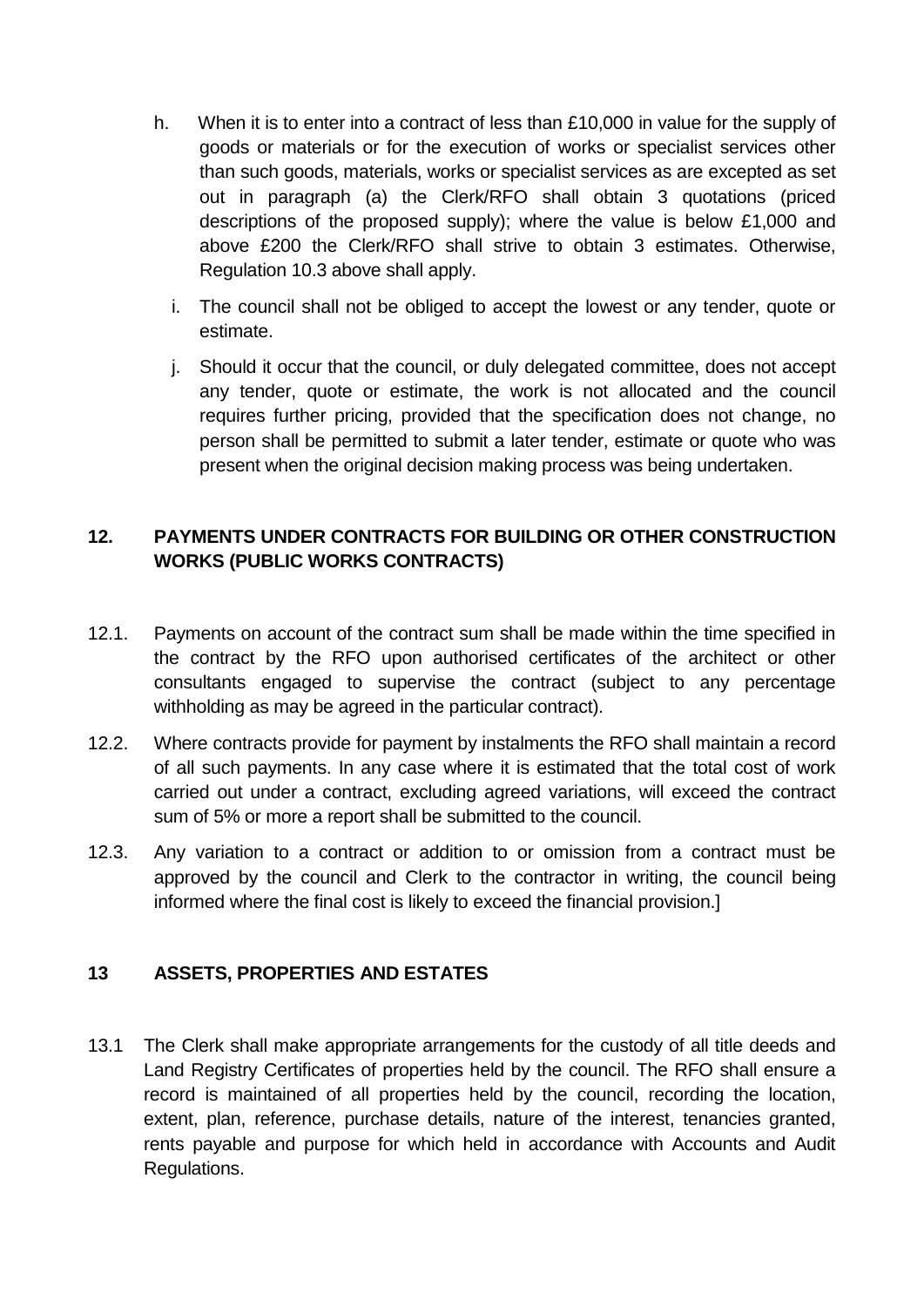h. When it is to enter into a contract of less than £10,000 in value for the supply of goods or materials or for the execution of works or specialist services other than such goods, materials, works or specialist services as are excepted as set out in paragraph (a) the Clerk/RFO shall obtain 3 quotations (priced descriptions of the proposed supply); where the value is below £1,000 and above £200 the Clerk/RFO shall strive to obtain 3 estimates. Otherwise, Regulation 10.3 above shall apply.

i. The council shall not be obliged to accept the lowest or any tender, quote or estimate.

j. Should it occur that the council, or duly delegated committee, does not accept any tender, quote or estimate, the work is not allocated and the council requires further pricing, provided that the specification does not change, no person shall be permitted to submit a later tender, estimate or quote who was present when the original decision making process was being undertaken.

## 12. PAYMENTS UNDER CONTRACTS FOR BUILDING OR OTHER CONSTRUCTION WORKS (PUBLIC WORKS CONTRACTS)

12.1. Payments on account of the contract sum shall be made within the time specified in the contract by the RFO upon authorised certificates of the architect or other consultants engaged to supervise the contract (subject to any percentage withholding as may be agreed in the particular contract).

12.2. Where contracts provide for payment by instalments the RFO shall maintain a record of all such payments. In any case where it is estimated that the total cost of work carried out under a contract, excluding agreed variations, will exceed the contract sum of 5% or more a report shall be submitted to the council.

12.3. Any variation to a contract or addition to or omission from a contract must be approved by the council and Clerk to the contractor in writing, the council being informed where the final cost is likely to exceed the financial provision.]

## 13 ASSETS, PROPERTIES AND ESTATES

13.1 The Clerk shall make appropriate arrangements for the custody of all title deeds and Land Registry Certificates of properties held by the council. The RFO shall ensure a record is maintained of all properties held by the council, recording the location, extent, plan, reference, purchase details, nature of the interest, tenancies granted, rents payable and purpose for which held in accordance with Accounts and Audit Regulations.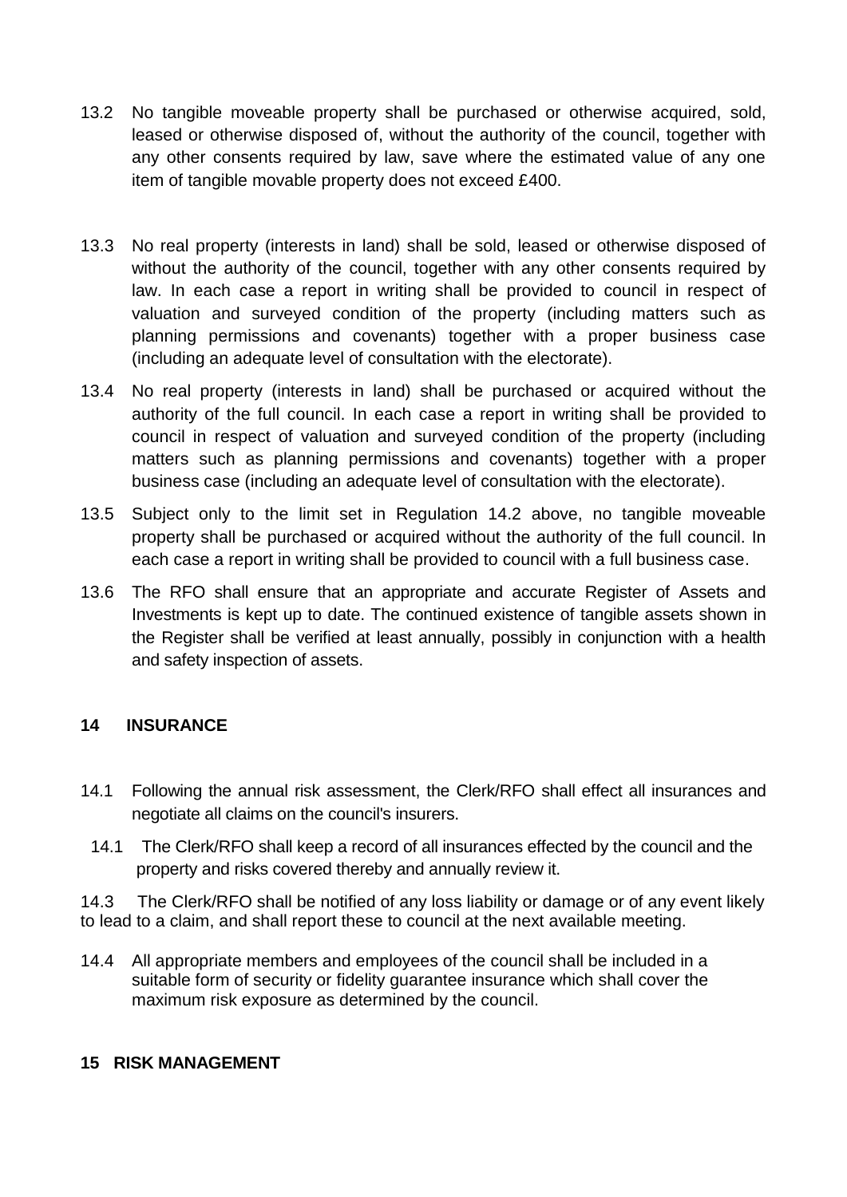13.2 No tangible moveable property shall be purchased or otherwise acquired, sold, leased or otherwise disposed of, without the authority of the council, together with any other consents required by law, save where the estimated value of any one item of tangible movable property does not exceed £400.

13.3 No real property (interests in land) shall be sold, leased or otherwise disposed of without the authority of the council, together with any other consents required by law. In each case a report in writing shall be provided to council in respect of valuation and surveyed condition of the property (including matters such as planning permissions and covenants) together with a proper business case (including an adequate level of consultation with the electorate).

13.4 No real property (interests in land) shall be purchased or acquired without the authority of the full council. In each case a report in writing shall be provided to council in respect of valuation and surveyed condition of the property (including matters such as planning permissions and covenants) together with a proper business case (including an adequate level of consultation with the electorate).

13.5 Subject only to the limit set in Regulation 14.2 above, no tangible moveable property shall be purchased or acquired without the authority of the full council. In each case a report in writing shall be provided to council with a full business case.

13.6 The RFO shall ensure that an appropriate and accurate Register of Assets and Investments is kept up to date. The continued existence of tangible assets shown in the Register shall be verified at least annually, possibly in conjunction with a health and safety inspection of assets.

## 14 INSURANCE

14.1 Following the annual risk assessment, the Clerk/RFO shall effect all insurances and negotiate all claims on the council's insurers.

14.1 The Clerk/RFO shall keep a record of all insurances effected by the council and the property and risks covered thereby and annually review it.

14.3 The Clerk/RFO shall be notified of any loss liability or damage or of any event likely to lead to a claim, and shall report these to council at the next available meeting.

14.4 All appropriate members and employees of the council shall be included in a suitable form of security or fidelity guarantee insurance which shall cover the maximum risk exposure as determined by the council.

## 15 RISK MANAGEMENT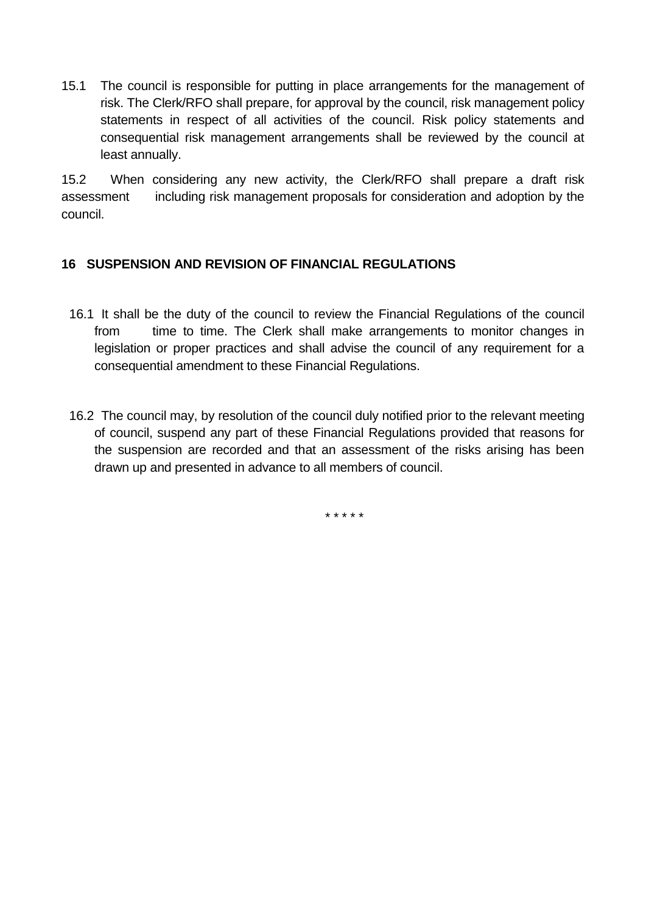15.1 The council is responsible for putting in place arrangements for the management of risk. The Clerk/RFO shall prepare, for approval by the council, risk management policy statements in respect of all activities of the council. Risk policy statements and consequential risk management arrangements shall be reviewed by the council at least annually.

15.2 When considering any new activity, the Clerk/RFO shall prepare a draft risk assessment including risk management proposals for consideration and adoption by the council.

## 16 SUSPENSION AND REVISION OF FINANCIAL REGULATIONS

16.1 It shall be the duty of the council to review the Financial Regulations of the council from time to time. The Clerk shall make arrangements to monitor changes in legislation or proper practices and shall advise the council of any requirement for a consequential amendment to these Financial Regulations.

16.2 The council may, by resolution of the council duly notified prior to the relevant meeting of council, suspend any part of these Financial Regulations provided that reasons for the suspension are recorded and that an assessment of the risks arising has been drawn up and presented in advance to all members of council.

* * * * *